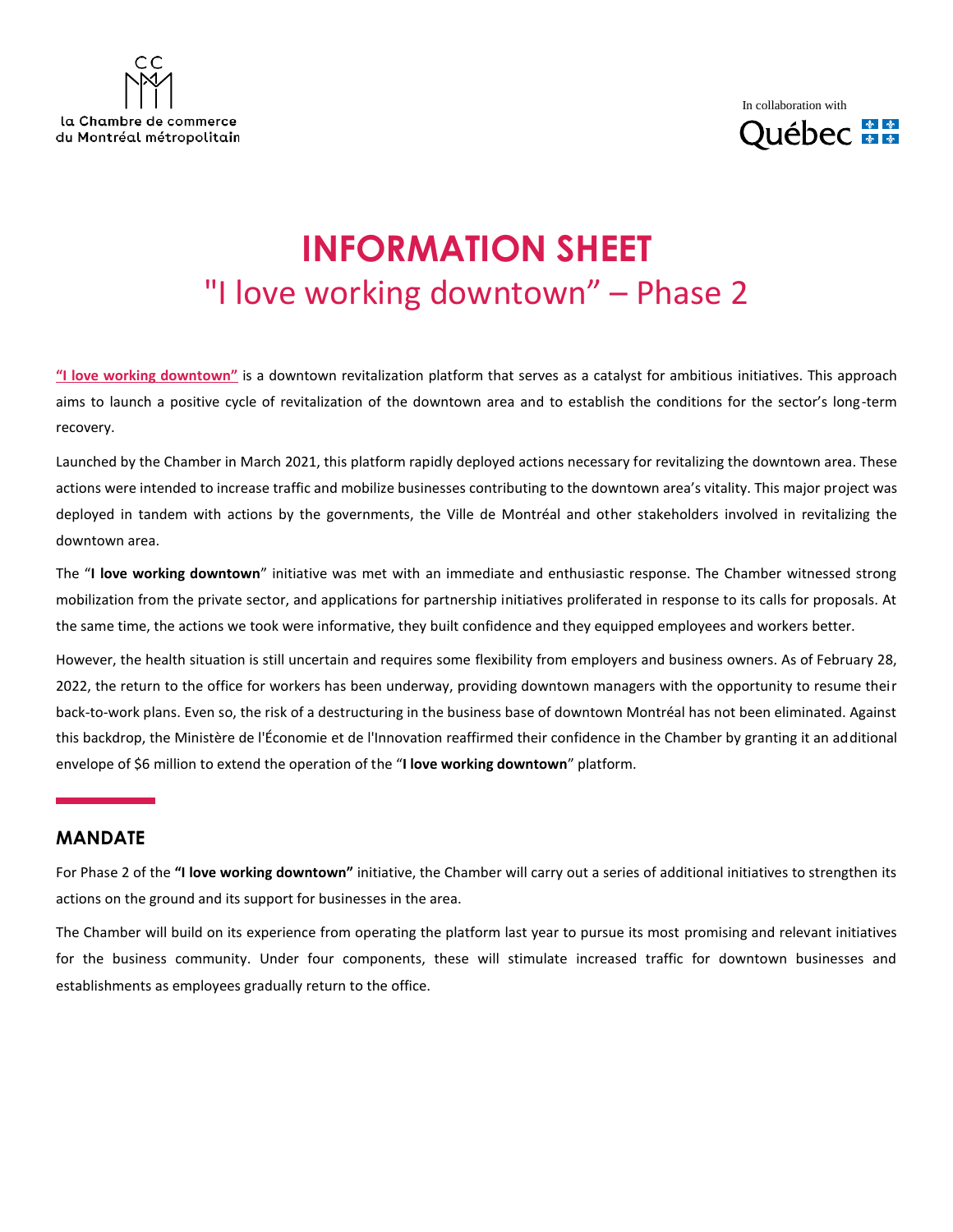la Chambre de commerce du Montréal métropolitain

In collaboration with Québec

# INFORMATION SHEET

## "I love working downtown" – Phase 2

**"I love working downtown"** is a downtown revitalization platform that serves as a catalyst for ambitious initiatives. This approach aims to launch a positive cycle of revitalization of the downtown area and to establish the conditions for the sector's long-term recovery.

Launched by the Chamber in March 2021, this platform rapidly deployed actions necessary for revitalizing the downtown area. These actions were intended to increase traffic and mobilize businesses contributing to the downtown area's vitality. This major project was deployed in tandem with actions by the governments, the Ville de Montréal and other stakeholders involved in revitalizing the downtown area.

The "**I love working downtown**" initiative was met with an immediate and enthusiastic response. The Chamber witnessed strong mobilization from the private sector, and applications for partnership initiatives proliferated in response to its calls for proposals. At the same time, the actions we took were informative, they built confidence and they equipped employees and workers better.

However, the health situation is still uncertain and requires some flexibility from employers and business owners. As of February 28, 2022, the return to the office for workers has been underway, providing downtown managers with the opportunity to resume their back-to-work plans. Even so, the risk of a destructuring in the business base of downtown Montréal has not been eliminated. Against this backdrop, the Ministère de l'Économie et de l'Innovation reaffirmed their confidence in the Chamber by granting it an additional envelope of $6 million to extend the operation of the "**I love working downtown**" platform.

## MANDATE

For Phase 2 of the **"I love working downtown"** initiative, the Chamber will carry out a series of additional initiatives to strengthen its actions on the ground and its support for businesses in the area.

The Chamber will build on its experience from operating the platform last year to pursue its most promising and relevant initiatives for the business community. Under four components, these will stimulate increased traffic for downtown businesses and establishments as employees gradually return to the office.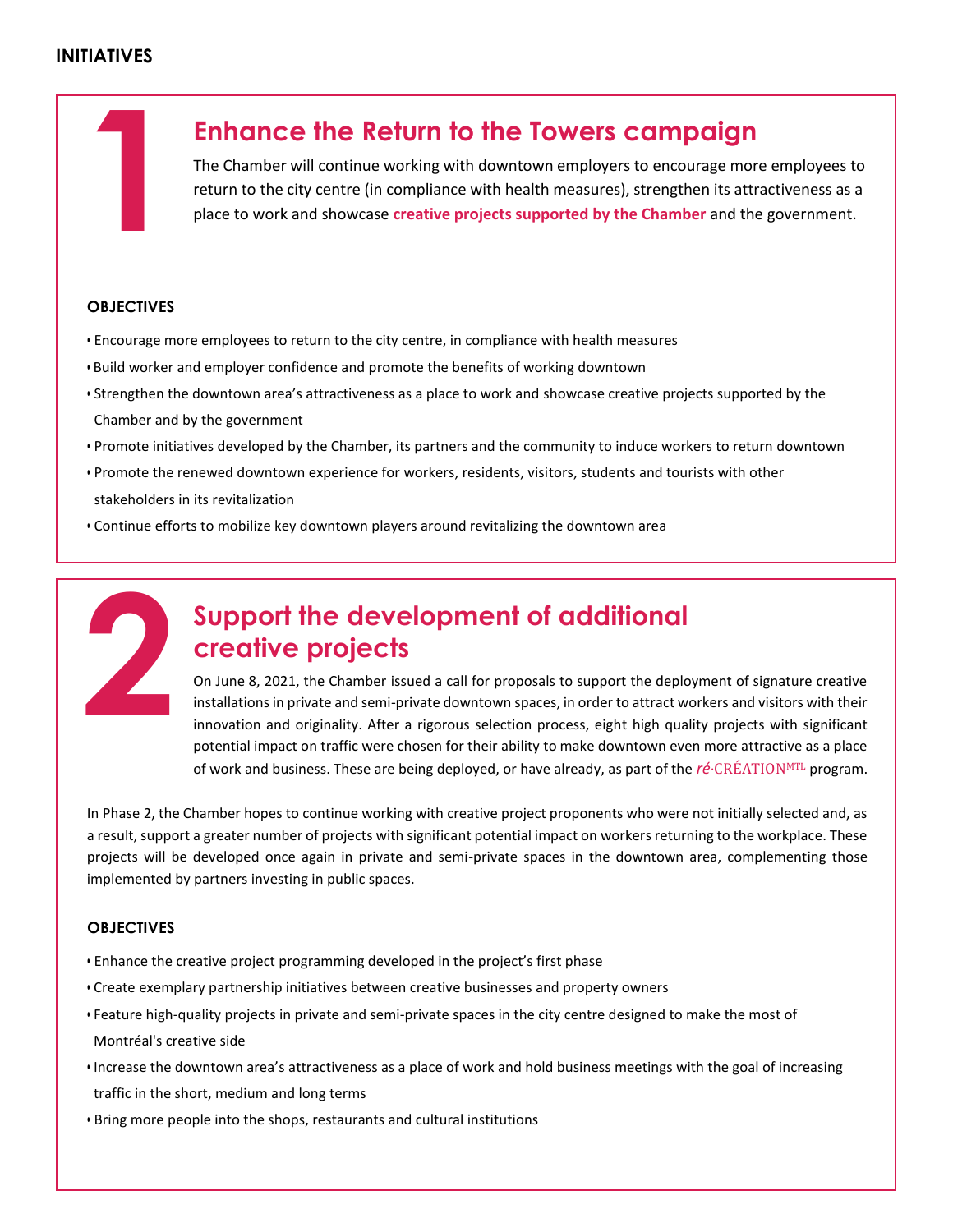## INITIATIVES

## 1 Enhance the Return to the Towers campaign

The Chamber will continue working with downtown employers to encourage more employees to return to the city centre (in compliance with health measures), strengthen its attractiveness as a place to work and showcase **creative projects supported by the Chamber** and the government.

### OBJECTIVES

- Encourage more employees to return to the city centre, in compliance with health measures
- Build worker and employer confidence and promote the benefits of working downtown
- Strengthen the downtown area's attractiveness as a place to work and showcase creative projects supported by the Chamber and by the government
- Promote initiatives developed by the Chamber, its partners and the community to induce workers to return downtown
- Promote the renewed downtown experience for workers, residents, visitors, students and tourists with other stakeholders in its revitalization
- Continue efforts to mobilize key downtown players around revitalizing the downtown area

## 2 Support the development of additional creative projects

On June 8, 2021, the Chamber issued a call for proposals to support the deployment of signature creative installations in private and semi-private downtown spaces, in order to attract workers and visitors with their innovation and originality. After a rigorous selection process, eight high quality projects with significant potential impact on traffic were chosen for their ability to make downtown even more attractive as a place of work and business. These are being deployed, or have already, as part of the *ré*·CRÉATION[MTL] program.

In Phase 2, the Chamber hopes to continue working with creative project proponents who were not initially selected and, as a result, support a greater number of projects with significant potential impact on workers returning to the workplace. These projects will be developed once again in private and semi-private spaces in the downtown area, complementing those implemented by partners investing in public spaces.

### OBJECTIVES

- Enhance the creative project programming developed in the project's first phase
- Create exemplary partnership initiatives between creative businesses and property owners
- Feature high-quality projects in private and semi-private spaces in the city centre designed to make the most of Montréal's creative side
- Increase the downtown area's attractiveness as a place of work and hold business meetings with the goal of increasing traffic in the short, medium and long terms
- Bring more people into the shops, restaurants and cultural institutions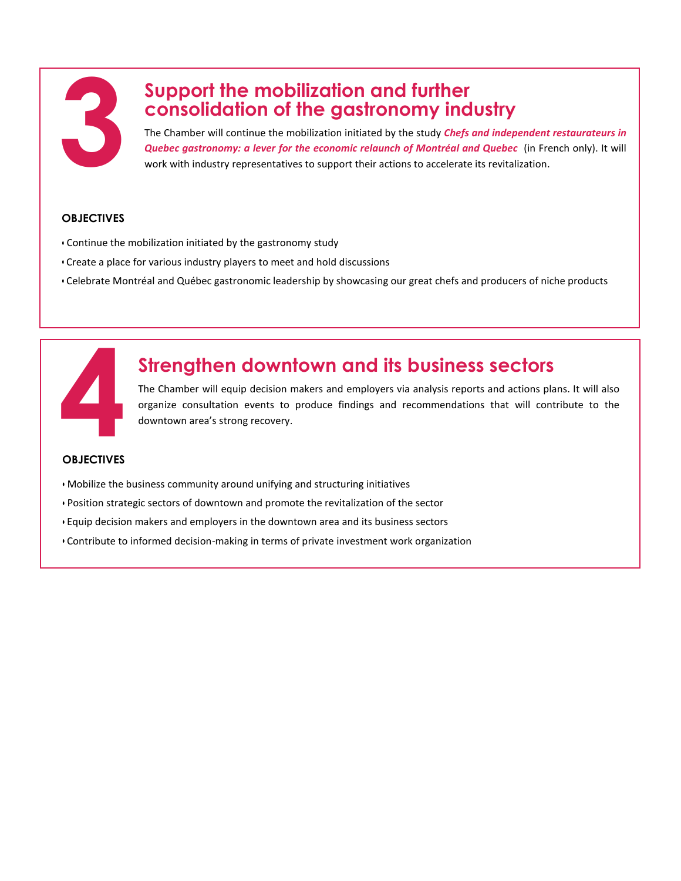# 3

## Support the mobilization and further consolidation of the gastronomy industry

The Chamber will continue the mobilization initiated by the study ***Chefs and independent restaurateurs in Quebec gastronomy: a lever for the economic relaunch of Montréal and Quebec*** (in French only). It will work with industry representatives to support their actions to accelerate its revitalization.

**OBJECTIVES**

- Continue the mobilization initiated by the gastronomy study
- Create a place for various industry players to meet and hold discussions
- Celebrate Montréal and Québec gastronomic leadership by showcasing our great chefs and producers of niche products

# 4

## Strengthen downtown and its business sectors

The Chamber will equip decision makers and employers via analysis reports and actions plans. It will also organize consultation events to produce findings and recommendations that will contribute to the downtown area's strong recovery.

**OBJECTIVES**

- Mobilize the business community around unifying and structuring initiatives
- Position strategic sectors of downtown and promote the revitalization of the sector
- Equip decision makers and employers in the downtown area and its business sectors
- Contribute to informed decision-making in terms of private investment work organization